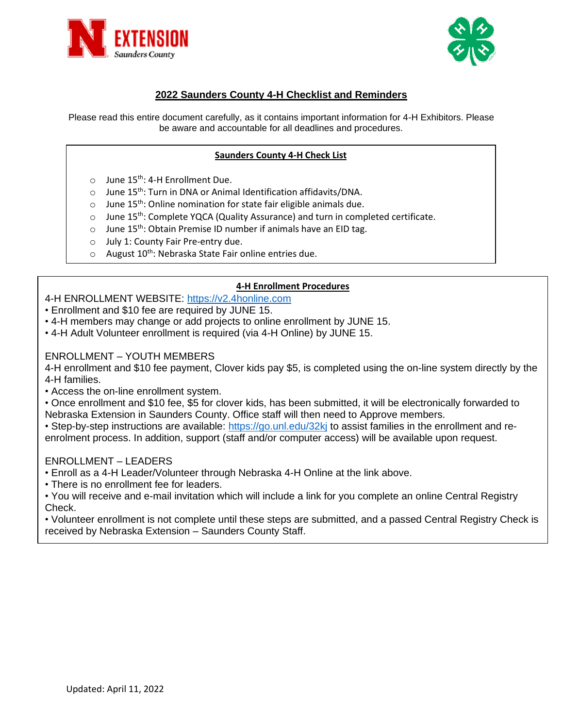# 2022 Saunders County 4-H Checklist and Reminders

Please read this entire document carefully, as it contains important information for 4-H Exhibitors. Please be aware and accountable for all deadlines and procedures.

## Saunders County 4-H Check List

- June 15th: 4-H Enrollment Due.
- June 15th: Turn in DNA or Animal Identification affidavits/DNA.
- June 15th: Online nomination for state fair eligible animals due.
- June 15th: Complete YQCA (Quality Assurance) and turn in completed certificate.
- June 15th: Obtain Premise ID number if animals have an EID tag.
- July 1: County Fair Pre-entry due.
- August 10th: Nebraska State Fair online entries due.

## 4-H Enrollment Procedures

4-H ENROLLMENT WEBSITE: https://v2.4honline.com

- Enrollment and $10 fee are required by JUNE 15.
- 4-H members may change or add projects to online enrollment by JUNE 15.
- 4-H Adult Volunteer enrollment is required (via 4-H Online) by JUNE 15.

ENROLLMENT – YOUTH MEMBERS

4-H enrollment and $10 fee payment, Clover kids pay $5, is completed using the on-line system directly by the 4-H families.

- Access the on-line enrollment system.
- Once enrollment and $10 fee, $5 for clover kids, has been submitted, it will be electronically forwarded to Nebraska Extension in Saunders County. Office staff will then need to Approve members.
- Step-by-step instructions are available: https://go.unl.edu/32kj to assist families in the enrollment and re-enrolment process. In addition, support (staff and/or computer access) will be available upon request.

ENROLLMENT – LEADERS

- Enroll as a 4-H Leader/Volunteer through Nebraska 4-H Online at the link above.
- There is no enrollment fee for leaders.
- You will receive and e-mail invitation which will include a link for you complete an online Central Registry Check.
- Volunteer enrollment is not complete until these steps are submitted, and a passed Central Registry Check is received by Nebraska Extension – Saunders County Staff.

Updated: April 11, 2022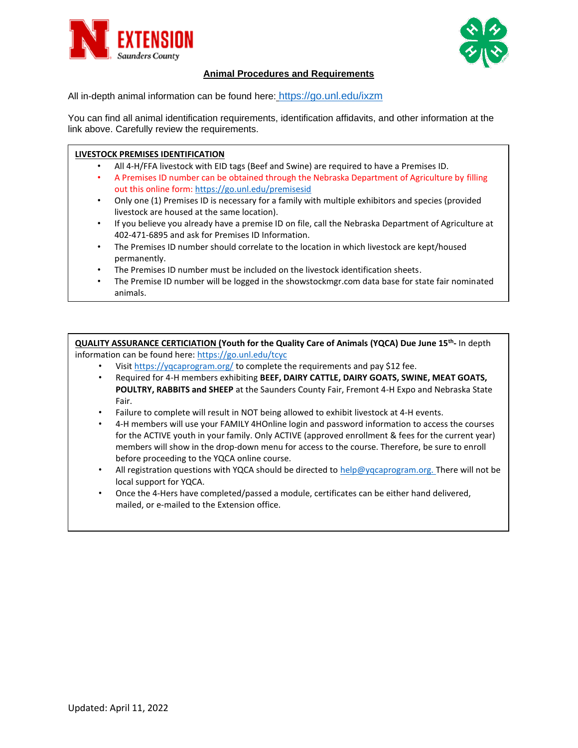# Animal Procedures and Requirements

All in-depth animal information can be found here: https://go.unl.edu/ixzm

You can find all animal identification requirements, identification affidavits, and other information at the link above. Carefully review the requirements.

## LIVESTOCK PREMISES IDENTIFICATION

- All 4-H/FFA livestock with EID tags (Beef and Swine) are required to have a Premises ID.
- A Premises ID number can be obtained through the Nebraska Department of Agriculture by filling out this online form: https://go.unl.edu/premisesid
- Only one (1) Premises ID is necessary for a family with multiple exhibitors and species (provided livestock are housed at the same location).
- If you believe you already have a premise ID on file, call the Nebraska Department of Agriculture at 402-471-6895 and ask for Premises ID Information.
- The Premises ID number should correlate to the location in which livestock are kept/housed permanently.
- The Premises ID number must be included on the livestock identification sheets.
- The Premise ID number will be logged in the showstockmgr.com data base for state fair nominated animals.

## QUALITY ASSURANCE CERTICIATION (Youth for the Quality Care of Animals (YQCA) Due June 15th- In depth information can be found here: https://go.unl.edu/tcyc

- Visit https://yqcaprogram.org/ to complete the requirements and pay $12 fee.
- Required for 4-H members exhibiting **BEEF, DAIRY CATTLE, DAIRY GOATS, SWINE, MEAT GOATS, POULTRY, RABBITS and SHEEP** at the Saunders County Fair, Fremont 4-H Expo and Nebraska State Fair.
- Failure to complete will result in NOT being allowed to exhibit livestock at 4-H events.
- 4-H members will use your FAMILY 4HOnline login and password information to access the courses for the ACTIVE youth in your family. Only ACTIVE (approved enrollment & fees for the current year) members will show in the drop-down menu for access to the course. Therefore, be sure to enroll before proceeding to the YQCA online course.
- All registration questions with YQCA should be directed to help@yqcaprogram.org. There will not be local support for YQCA.
- Once the 4-Hers have completed/passed a module, certificates can be either hand delivered, mailed, or e-mailed to the Extension office.

Updated: April 11, 2022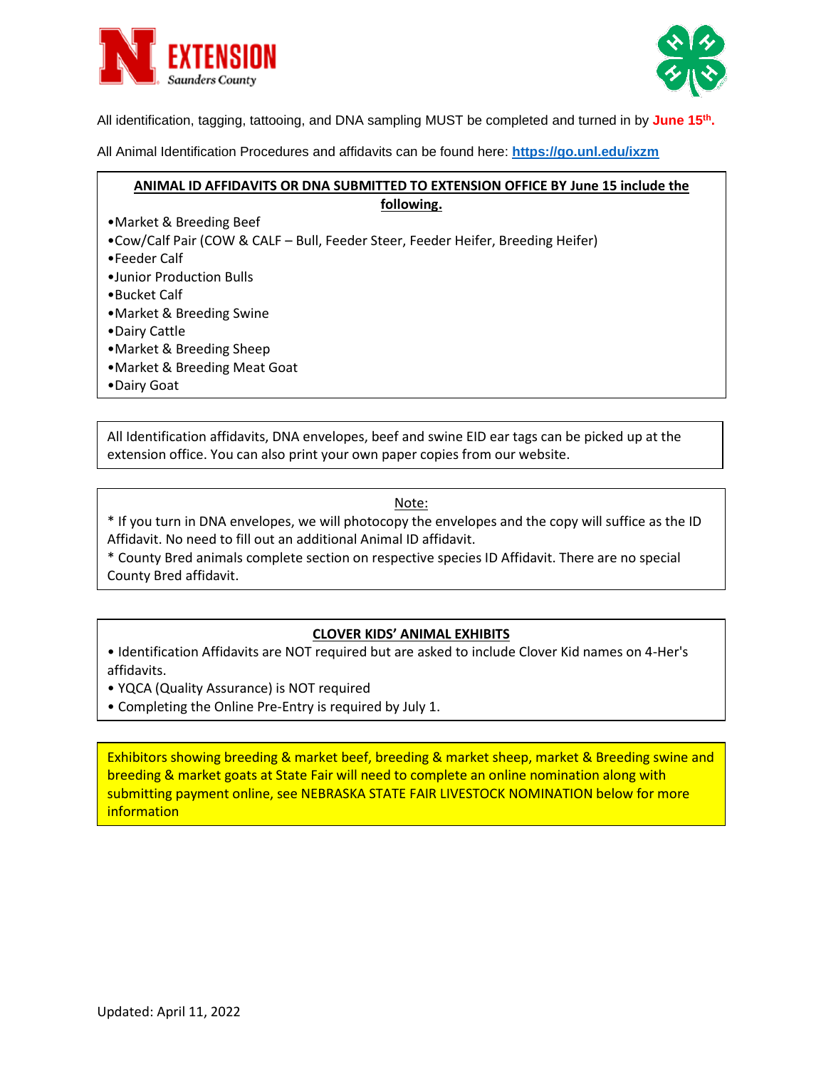All identification, tagging, tattooing, and DNA sampling MUST be completed and turned in by **June 15th.**

All Animal Identification Procedures and affidavits can be found here: **https://go.unl.edu/ixzm**

**ANIMAL ID AFFIDAVITS OR DNA SUBMITTED TO EXTENSION OFFICE BY June 15 include the following.**

- Market & Breeding Beef
- Cow/Calf Pair (COW & CALF – Bull, Feeder Steer, Feeder Heifer, Breeding Heifer)
- Feeder Calf
- Junior Production Bulls
- Bucket Calf
- Market & Breeding Swine
- Dairy Cattle
- Market & Breeding Sheep
- Market & Breeding Meat Goat
- Dairy Goat

All Identification affidavits, DNA envelopes, beef and swine EID ear tags can be picked up at the extension office. You can also print your own paper copies from our website.

Note:

* If you turn in DNA envelopes, we will photocopy the envelopes and the copy will suffice as the ID Affidavit. No need to fill out an additional Animal ID affidavit.
* County Bred animals complete section on respective species ID Affidavit. There are no special County Bred affidavit.

**CLOVER KIDS' ANIMAL EXHIBITS**

- Identification Affidavits are NOT required but are asked to include Clover Kid names on 4-Her's affidavits.
- YQCA (Quality Assurance) is NOT required
- Completing the Online Pre-Entry is required by July 1.

Exhibitors showing breeding & market beef, breeding & market sheep, market & Breeding swine and breeding & market goats at State Fair will need to complete an online nomination along with submitting payment online, see NEBRASKA STATE FAIR LIVESTOCK NOMINATION below for more information

Updated: April 11, 2022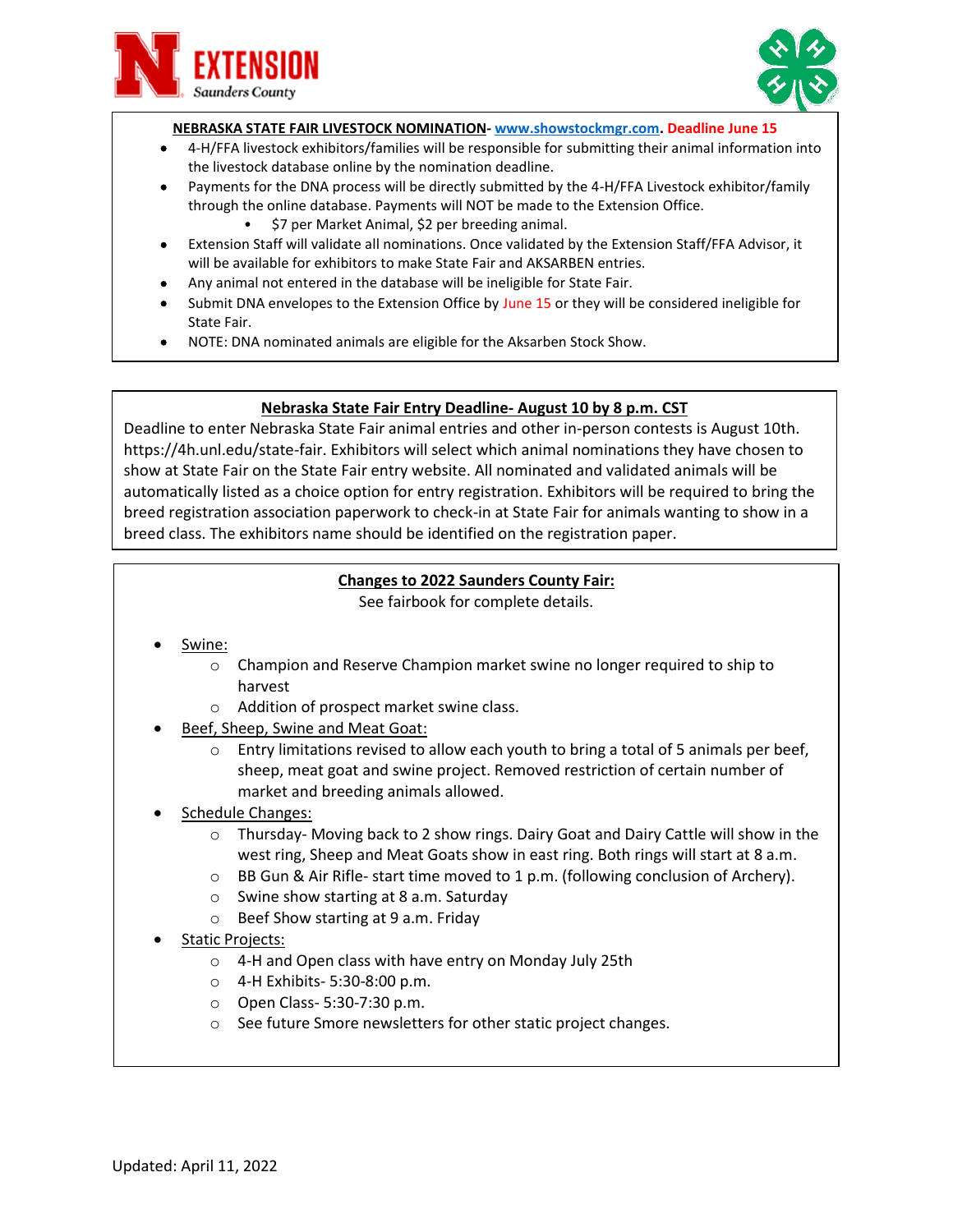**NEBRASKA STATE FAIR LIVESTOCK NOMINATION- www.showstockmgr.com. Deadline June 15**

- 4-H/FFA livestock exhibitors/families will be responsible for submitting their animal information into the livestock database online by the nomination deadline.
- Payments for the DNA process will be directly submitted by the 4-H/FFA Livestock exhibitor/family through the online database. Payments will NOT be made to the Extension Office.
  - $7 per Market Animal, $2 per breeding animal.
- Extension Staff will validate all nominations. Once validated by the Extension Staff/FFA Advisor, it will be available for exhibitors to make State Fair and AKSARBEN entries.
- Any animal not entered in the database will be ineligible for State Fair.
- Submit DNA envelopes to the Extension Office by June 15 or they will be considered ineligible for State Fair.
- NOTE: DNA nominated animals are eligible for the Aksarben Stock Show.

**Nebraska State Fair Entry Deadline- August 10 by 8 p.m. CST**

Deadline to enter Nebraska State Fair animal entries and other in-person contests is August 10th. https://4h.unl.edu/state-fair. Exhibitors will select which animal nominations they have chosen to show at State Fair on the State Fair entry website. All nominated and validated animals will be automatically listed as a choice option for entry registration. Exhibitors will be required to bring the breed registration association paperwork to check-in at State Fair for animals wanting to show in a breed class. The exhibitors name should be identified on the registration paper.

**Changes to 2022 Saunders County Fair:**

See fairbook for complete details.

- Swine:
  - Champion and Reserve Champion market swine no longer required to ship to harvest
  - Addition of prospect market swine class.
- Beef, Sheep, Swine and Meat Goat:
  - Entry limitations revised to allow each youth to bring a total of 5 animals per beef, sheep, meat goat and swine project. Removed restriction of certain number of market and breeding animals allowed.
- Schedule Changes:
  - Thursday- Moving back to 2 show rings. Dairy Goat and Dairy Cattle will show in the west ring, Sheep and Meat Goats show in east ring. Both rings will start at 8 a.m.
  - BB Gun & Air Rifle- start time moved to 1 p.m. (following conclusion of Archery).
  - Swine show starting at 8 a.m. Saturday
  - Beef Show starting at 9 a.m. Friday
- Static Projects:
  - 4-H and Open class with have entry on Monday July 25th
  - 4-H Exhibits- 5:30-8:00 p.m.
  - Open Class- 5:30-7:30 p.m.
  - See future Smore newsletters for other static project changes.

Updated: April 11, 2022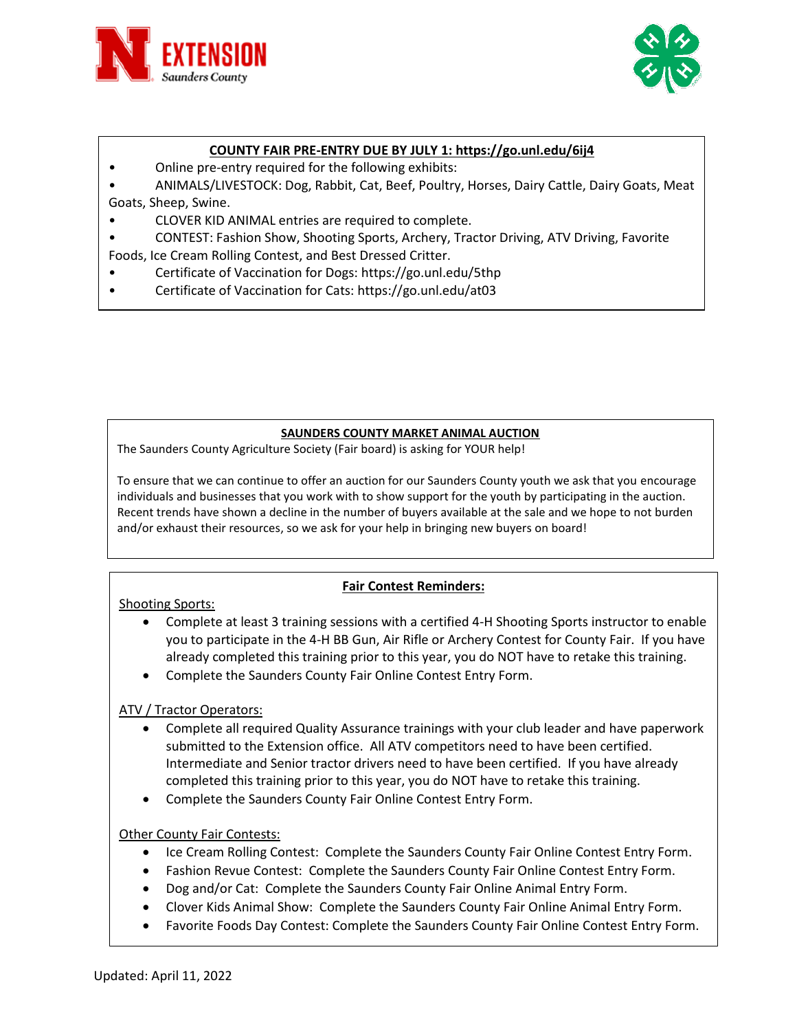**COUNTY FAIR PRE-ENTRY DUE BY JULY 1: https://go.unl.edu/6ij4**

- Online pre-entry required for the following exhibits:
- ANIMALS/LIVESTOCK: Dog, Rabbit, Cat, Beef, Poultry, Horses, Dairy Cattle, Dairy Goats, Meat Goats, Sheep, Swine.
- CLOVER KID ANIMAL entries are required to complete.
- CONTEST: Fashion Show, Shooting Sports, Archery, Tractor Driving, ATV Driving, Favorite Foods, Ice Cream Rolling Contest, and Best Dressed Critter.
- Certificate of Vaccination for Dogs: https://go.unl.edu/5thp
- Certificate of Vaccination for Cats: https://go.unl.edu/at03

**SAUNDERS COUNTY MARKET ANIMAL AUCTION**

The Saunders County Agriculture Society (Fair board) is asking for YOUR help!

To ensure that we can continue to offer an auction for our Saunders County youth we ask that you encourage individuals and businesses that you work with to show support for the youth by participating in the auction. Recent trends have shown a decline in the number of buyers available at the sale and we hope to not burden and/or exhaust their resources, so we ask for your help in bringing new buyers on board!

**Fair Contest Reminders:**

Shooting Sports:

- Complete at least 3 training sessions with a certified 4-H Shooting Sports instructor to enable you to participate in the 4-H BB Gun, Air Rifle or Archery Contest for County Fair. If you have already completed this training prior to this year, you do NOT have to retake this training.
- Complete the Saunders County Fair Online Contest Entry Form.

ATV / Tractor Operators:

- Complete all required Quality Assurance trainings with your club leader and have paperwork submitted to the Extension office. All ATV competitors need to have been certified. Intermediate and Senior tractor drivers need to have been certified. If you have already completed this training prior to this year, you do NOT have to retake this training.
- Complete the Saunders County Fair Online Contest Entry Form.

Other County Fair Contests:

- Ice Cream Rolling Contest: Complete the Saunders County Fair Online Contest Entry Form.
- Fashion Revue Contest: Complete the Saunders County Fair Online Contest Entry Form.
- Dog and/or Cat: Complete the Saunders County Fair Online Animal Entry Form.
- Clover Kids Animal Show: Complete the Saunders County Fair Online Animal Entry Form.
- Favorite Foods Day Contest: Complete the Saunders County Fair Online Contest Entry Form.

Updated: April 11, 2022